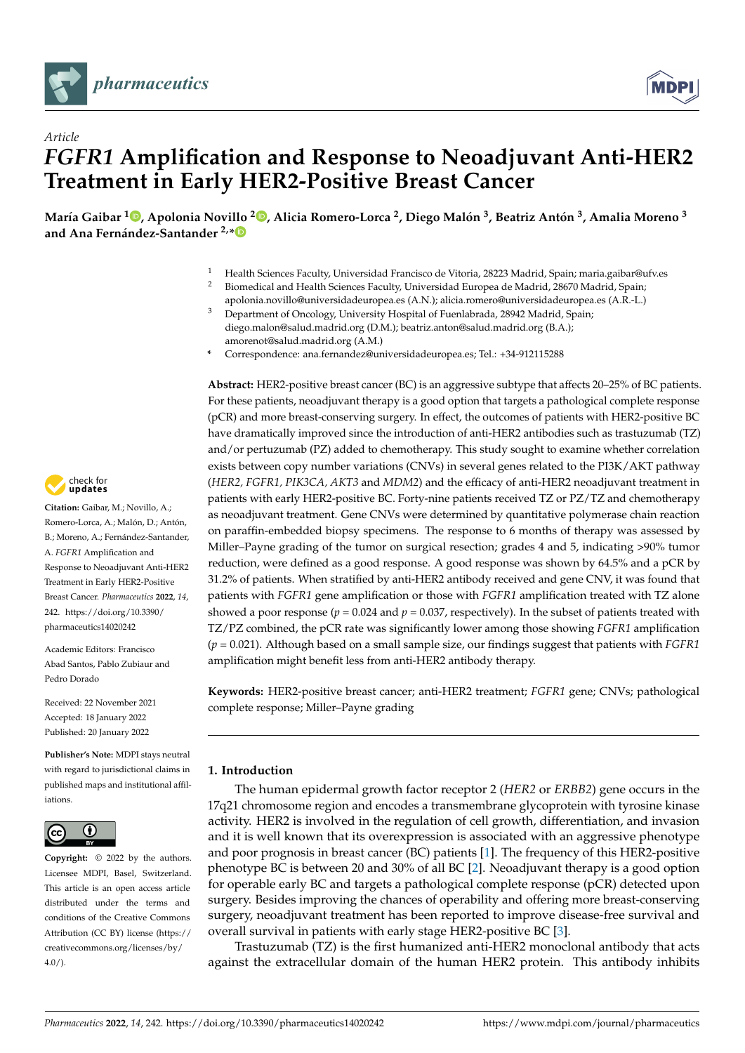Article

# *FGFR1* Amplification and Response to Neoadjuvant Anti-HER2 Treatment in Early HER2-Positive Breast Cancer

**María Gaibar [1], Apolonia Novillo [2], Alicia Romero-Lorca [2], Diego Malón [3], Beatriz Antón [3], Amalia Moreno [3] and Ana Fernández-Santander [2,*]**

[1] Health Sciences Faculty, Universidad Francisco de Vitoria, 28223 Madrid, Spain; maria.gaibar@ufv.es
[2] Biomedical and Health Sciences Faculty, Universidad Europea de Madrid, 28670 Madrid, Spain; apolonia.novillo@universidadeuropea.es (A.N.); alicia.romero@universidadeuropea.es (A.R.-L.)
[3] Department of Oncology, University Hospital of Fuenlabrada, 28942 Madrid, Spain; diego.malon@salud.madrid.org (D.M.); beatriz.anton@salud.madrid.org (B.A.); amorenot@salud.madrid.org (A.M.)
* Correspondence: ana.fernandez@universidadeuropea.es; Tel.: +34-912115288

**Abstract:** HER2-positive breast cancer (BC) is an aggressive subtype that affects 20–25% of BC patients. For these patients, neoadjuvant therapy is a good option that targets a pathological complete response (pCR) and more breast-conserving surgery. In effect, the outcomes of patients with HER2-positive BC have dramatically improved since the introduction of anti-HER2 antibodies such as trastuzumab (TZ) and/or pertuzumab (PZ) added to chemotherapy. This study sought to examine whether correlation exists between copy number variations (CNVs) in several genes related to the PI3K/AKT pathway (*HER2, FGFR1, PIK3CA, AKT3* and *MDM2*) and the efficacy of anti-HER2 neoadjuvant treatment in patients with early HER2-positive BC. Forty-nine patients received TZ or PZ/TZ and chemotherapy as neoadjuvant treatment. Gene CNVs were determined by quantitative polymerase chain reaction on paraffin-embedded biopsy specimens. The response to 6 months of therapy was assessed by Miller–Payne grading of the tumor on surgical resection; grades 4 and 5, indicating >90% tumor reduction, were defined as a good response. A good response was shown by 64.5% and a pCR by 31.2% of patients. When stratified by anti-HER2 antibody received and gene CNV, it was found that patients with *FGFR1* gene amplification or those with *FGFR1* amplification treated with TZ alone showed a poor response ($p = 0.024$ and $p = 0.037$, respectively). In the subset of patients treated with TZ/PZ combined, the pCR rate was significantly lower among those showing *FGFR1* amplification ($p = 0.021$). Although based on a small sample size, our findings suggest that patients with *FGFR1* amplification might benefit less from anti-HER2 antibody therapy.

**Keywords:** HER2-positive breast cancer; anti-HER2 treatment; *FGFR1* gene; CNVs; pathological complete response; Miller–Payne grading

**Citation:** Gaibar, M.; Novillo, A.; Romero-Lorca, A.; Malón, D.; Antón, B.; Moreno, A.; Fernández-Santander, A. *FGFR1* Amplification and Response to Neoadjuvant Anti-HER2 Treatment in Early HER2-Positive Breast Cancer. *Pharmaceutics* **2022**, *14*, 242. https://doi.org/10.3390/pharmaceutics14020242

Academic Editors: Francisco Abad Santos, Pablo Zubiaur and Pedro Dorado

Received: 22 November 2021
Accepted: 18 January 2022
Published: 20 January 2022

**Publisher's Note:** MDPI stays neutral with regard to jurisdictional claims in published maps and institutional affiliations.

**Copyright:** © 2022 by the authors. Licensee MDPI, Basel, Switzerland. This article is an open access article distributed under the terms and conditions of the Creative Commons Attribution (CC BY) license (https://creativecommons.org/licenses/by/4.0/).

## 1. Introduction

The human epidermal growth factor receptor 2 (*HER2* or *ERBB2*) gene occurs in the 17q21 chromosome region and encodes a transmembrane glycoprotein with tyrosine kinase activity. HER2 is involved in the regulation of cell growth, differentiation, and invasion and it is well known that its overexpression is associated with an aggressive phenotype and poor prognosis in breast cancer (BC) patients [1]. The frequency of this HER2-positive phenotype BC is between 20 and 30% of all BC [2]. Neoadjuvant therapy is a good option for operable early BC and targets a pathological complete response (pCR) detected upon surgery. Besides improving the chances of operability and offering more breast-conserving surgery, neoadjuvant treatment has been reported to improve disease-free survival and overall survival in patients with early stage HER2-positive BC [3].

Trastuzumab (TZ) is the first humanized anti-HER2 monoclonal antibody that acts against the extracellular domain of the human HER2 protein. This antibody inhibits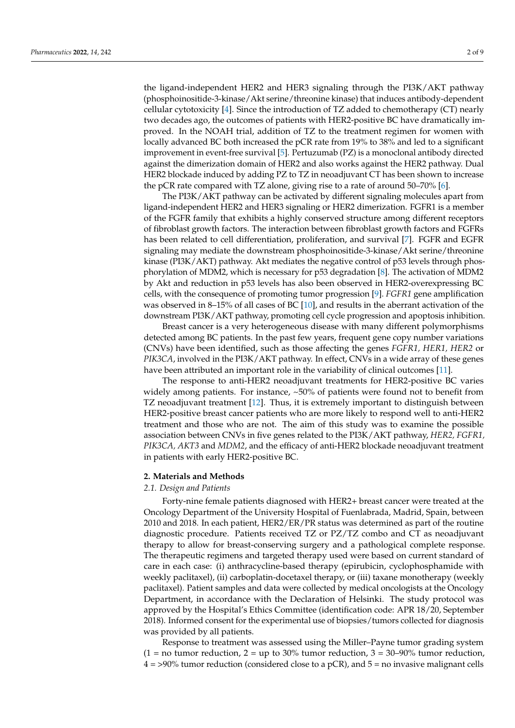the ligand-independent HER2 and HER3 signaling through the PI3K/AKT pathway (phosphoinositide-3-kinase/Akt serine/threonine kinase) that induces antibody-dependent cellular cytotoxicity [4]. Since the introduction of TZ added to chemotherapy (CT) nearly two decades ago, the outcomes of patients with HER2-positive BC have dramatically improved. In the NOAH trial, addition of TZ to the treatment regimen for women with locally advanced BC both increased the pCR rate from 19% to 38% and led to a significant improvement in event-free survival [5]. Pertuzumab (PZ) is a monoclonal antibody directed against the dimerization domain of HER2 and also works against the HER2 pathway. Dual HER2 blockade induced by adding PZ to TZ in neoadjuvant CT has been shown to increase the pCR rate compared with TZ alone, giving rise to a rate of around 50–70% [6].

The PI3K/AKT pathway can be activated by different signaling molecules apart from ligand-independent HER2 and HER3 signaling or HER2 dimerization. FGFR1 is a member of the FGFR family that exhibits a highly conserved structure among different receptors of fibroblast growth factors. The interaction between fibroblast growth factors and FGFRs has been related to cell differentiation, proliferation, and survival [7]. FGFR and EGFR signaling may mediate the downstream phosphoinositide-3-kinase/Akt serine/threonine kinase (PI3K/AKT) pathway. Akt mediates the negative control of p53 levels through phosphorylation of MDM2, which is necessary for p53 degradation [8]. The activation of MDM2 by Akt and reduction in p53 levels has also been observed in HER2-overexpressing BC cells, with the consequence of promoting tumor progression [9]. *FGFR1* gene amplification was observed in 8–15% of all cases of BC [10], and results in the aberrant activation of the downstream PI3K/AKT pathway, promoting cell cycle progression and apoptosis inhibition.

Breast cancer is a very heterogeneous disease with many different polymorphisms detected among BC patients. In the past few years, frequent gene copy number variations (CNVs) have been identified, such as those affecting the genes *FGFR1, HER1, HER2* or *PIK3CA*, involved in the PI3K/AKT pathway. In effect, CNVs in a wide array of these genes have been attributed an important role in the variability of clinical outcomes [11].

The response to anti-HER2 neoadjuvant treatments for HER2-positive BC varies widely among patients. For instance, ~50% of patients were found not to benefit from TZ neoadjuvant treatment [12]. Thus, it is extremely important to distinguish between HER2-positive breast cancer patients who are more likely to respond well to anti-HER2 treatment and those who are not. The aim of this study was to examine the possible association between CNVs in five genes related to the PI3K/AKT pathway, *HER2, FGFR1, PIK3CA, AKT3* and *MDM2*, and the efficacy of anti-HER2 blockade neoadjuvant treatment in patients with early HER2-positive BC.

## 2. Materials and Methods

### *2.1. Design and Patients*

Forty-nine female patients diagnosed with HER2+ breast cancer were treated at the Oncology Department of the University Hospital of Fuenlabrada, Madrid, Spain, between 2010 and 2018. In each patient, HER2/ER/PR status was determined as part of the routine diagnostic procedure. Patients received TZ or PZ/TZ combo and CT as neoadjuvant therapy to allow for breast-conserving surgery and a pathological complete response. The therapeutic regimens and targeted therapy used were based on current standard of care in each case: (i) anthracycline-based therapy (epirubicin, cyclophosphamide with weekly paclitaxel), (ii) carboplatin-docetaxel therapy, or (iii) taxane monotherapy (weekly paclitaxel). Patient samples and data were collected by medical oncologists at the Oncology Department, in accordance with the Declaration of Helsinki. The study protocol was approved by the Hospital's Ethics Committee (identification code: APR 18/20, September 2018). Informed consent for the experimental use of biopsies/tumors collected for diagnosis was provided by all patients.

Response to treatment was assessed using the Miller–Payne tumor grading system (1 = no tumor reduction, 2 = up to 30% tumor reduction, 3 = 30–90% tumor reduction, 4 = >90% tumor reduction (considered close to a pCR), and 5 = no invasive malignant cells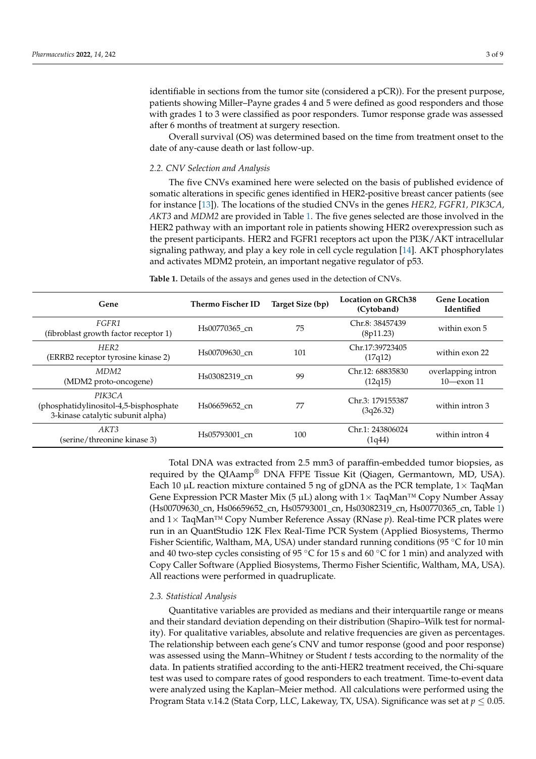identifiable in sections from the tumor site (considered a pCR)). For the present purpose, patients showing Miller–Payne grades 4 and 5 were defined as good responders and those with grades 1 to 3 were classified as poor responders. Tumor response grade was assessed after 6 months of treatment at surgery resection.

Overall survival (OS) was determined based on the time from treatment onset to the date of any-cause death or last follow-up.

### 2.2. CNV Selection and Analysis

The five CNVs examined here were selected on the basis of published evidence of somatic alterations in specific genes identified in HER2-positive breast cancer patients (see for instance [13]). The locations of the studied CNVs in the genes *HER2, FGFR1, PIK3CA, AKT3* and *MDM2* are provided in Table 1. The five genes selected are those involved in the HER2 pathway with an important role in patients showing HER2 overexpression such as the present participants. HER2 and FGFR1 receptors act upon the PI3K/AKT intracellular signaling pathway, and play a key role in cell cycle regulation [14]. AKT phosphorylates and activates MDM2 protein, an important negative regulator of p53.

**Table 1.** Details of the assays and genes used in the detection of CNVs.

| Gene | Thermo Fischer ID | Target Size (bp) | Location on GRCh38 (Cytoband) | Gene Location Identified |
|---|---|---|---|---|
| *FGFR1* (fibroblast growth factor receptor 1) | Hs00770365_cn | 75 | Chr.8: 38457439 (8p11.23) | within exon 5 |
| *HER2* (ERRB2 receptor tyrosine kinase 2) | Hs00709630_cn | 101 | Chr.17:39723405 (17q12) | within exon 22 |
| *MDM2* (MDM2 proto-oncogene) | Hs03082319_cn | 99 | Chr.12: 68835830 (12q15) | overlapping intron 10—exon 11 |
| *PIK3CA* (phosphatidylinositol-4,5-bisphosphate 3-kinase catalytic subunit alpha) | Hs06659652_cn | 77 | Chr.3: 179155387 (3q26.32) | within intron 3 |
| *AKT3* (serine/threonine kinase 3) | Hs05793001_cn | 100 | Chr.1: 243806024 (1q44) | within intron 4 |

Total DNA was extracted from 2.5 mm3 of paraffin-embedded tumor biopsies, as required by the QIAamp® DNA FFPE Tissue Kit (Qiagen, Germantown, MD, USA). Each 10 µL reaction mixture contained 5 ng of gDNA as the PCR template, 1× TaqMan Gene Expression PCR Master Mix (5 µL) along with 1× TaqMan™ Copy Number Assay (Hs00709630_cn, Hs06659652_cn, Hs05793001_cn, Hs03082319_cn, Hs00770365_cn, Table 1) and 1× TaqMan™ Copy Number Reference Assay (RNase *p*). Real-time PCR plates were run in an QuantStudio 12K Flex Real-Time PCR System (Applied Biosystems, Thermo Fisher Scientific, Waltham, MA, USA) under standard running conditions (95 °C for 10 min and 40 two-step cycles consisting of 95 °C for 15 s and 60 °C for 1 min) and analyzed with Copy Caller Software (Applied Biosystems, Thermo Fisher Scientific, Waltham, MA, USA). All reactions were performed in quadruplicate.

### 2.3. Statistical Analysis

Quantitative variables are provided as medians and their interquartile range or means and their standard deviation depending on their distribution (Shapiro–Wilk test for normality). For qualitative variables, absolute and relative frequencies are given as percentages. The relationship between each gene's CNV and tumor response (good and poor response) was assessed using the Mann–Whitney or Student *t* tests according to the normality of the data. In patients stratified according to the anti-HER2 treatment received, the Chi-square test was used to compare rates of good responders to each treatment. Time-to-event data were analyzed using the Kaplan–Meier method. All calculations were performed using the Program Stata v.14.2 (Stata Corp, LLC, Lakeway, TX, USA). Significance was set at $p \leq 0.05$.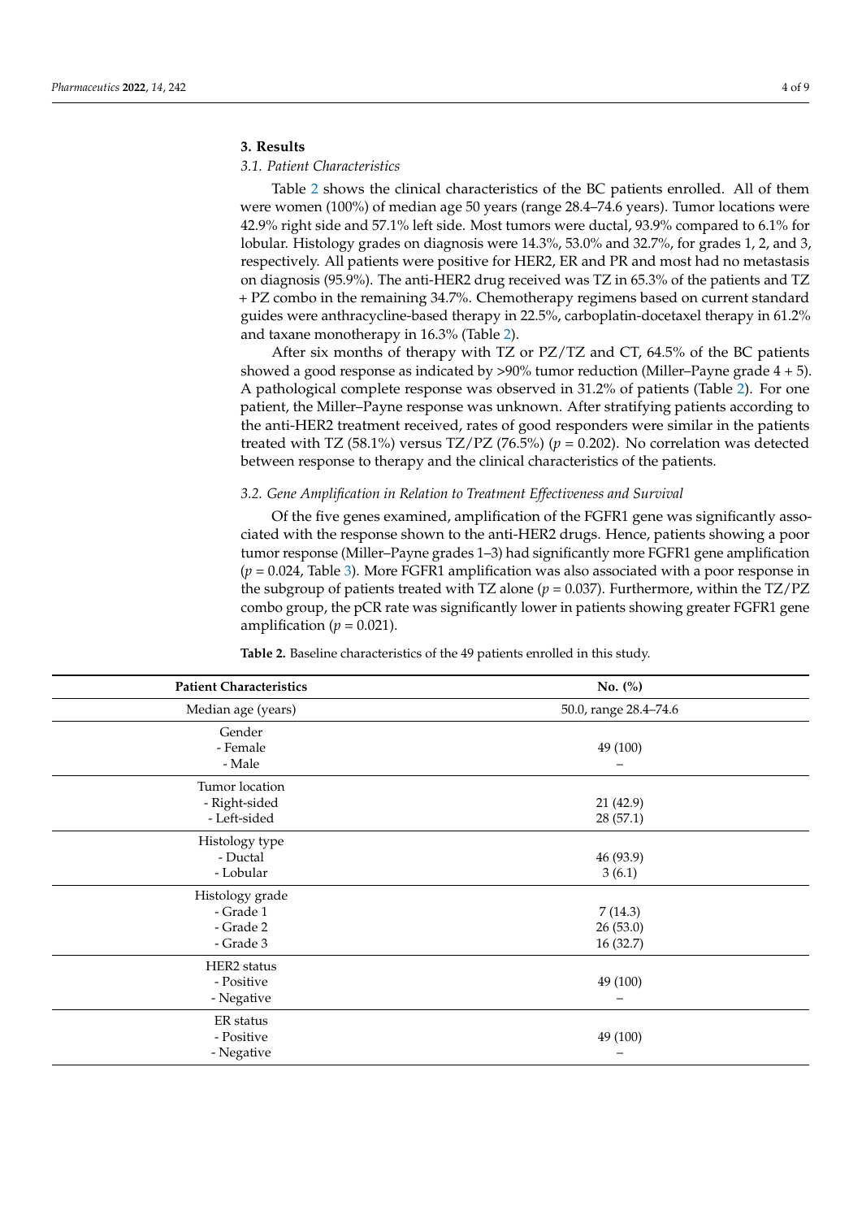## 3. Results

### 3.1. Patient Characteristics

Table 2 shows the clinical characteristics of the BC patients enrolled. All of them were women (100%) of median age 50 years (range 28.4–74.6 years). Tumor locations were 42.9% right side and 57.1% left side. Most tumors were ductal, 93.9% compared to 6.1% for lobular. Histology grades on diagnosis were 14.3%, 53.0% and 32.7%, for grades 1, 2, and 3, respectively. All patients were positive for HER2, ER and PR and most had no metastasis on diagnosis (95.9%). The anti-HER2 drug received was TZ in 65.3% of the patients and TZ + PZ combo in the remaining 34.7%. Chemotherapy regimens based on current standard guides were anthracycline-based therapy in 22.5%, carboplatin-docetaxel therapy in 61.2% and taxane monotherapy in 16.3% (Table 2).

After six months of therapy with TZ or PZ/TZ and CT, 64.5% of the BC patients showed a good response as indicated by >90% tumor reduction (Miller–Payne grade 4 + 5). A pathological complete response was observed in 31.2% of patients (Table 2). For one patient, the Miller–Payne response was unknown. After stratifying patients according to the anti-HER2 treatment received, rates of good responders were similar in the patients treated with TZ (58.1%) versus TZ/PZ (76.5%) ($p$ = 0.202). No correlation was detected between response to therapy and the clinical characteristics of the patients.

### 3.2. Gene Amplification in Relation to Treatment Effectiveness and Survival

Of the five genes examined, amplification of the FGFR1 gene was significantly associated with the response shown to the anti-HER2 drugs. Hence, patients showing a poor tumor response (Miller–Payne grades 1–3) had significantly more FGFR1 gene amplification ($p$ = 0.024, Table 3). More FGFR1 amplification was also associated with a poor response in the subgroup of patients treated with TZ alone ($p$ = 0.037). Furthermore, within the TZ/PZ combo group, the pCR rate was significantly lower in patients showing greater FGFR1 gene amplification ($p$ = 0.021).

**Table 2.** Baseline characteristics of the 49 patients enrolled in this study.

| Patient Characteristics | No. (%) |
|---|---|
| Median age (years) | 50.0, range 28.4–74.6 |
| Gender | |
| - Female | 49 (100) |
| - Male | – |
| Tumor location | |
| - Right-sided | 21 (42.9) |
| - Left-sided | 28 (57.1) |
| Histology type | |
| - Ductal | 46 (93.9) |
| - Lobular | 3 (6.1) |
| Histology grade | |
| - Grade 1 | 7 (14.3) |
| - Grade 2 | 26 (53.0) |
| - Grade 3 | 16 (32.7) |
| HER2 status | |
| - Positive | 49 (100) |
| - Negative | – |
| ER status | |
| - Positive | 49 (100) |
| - Negative | – |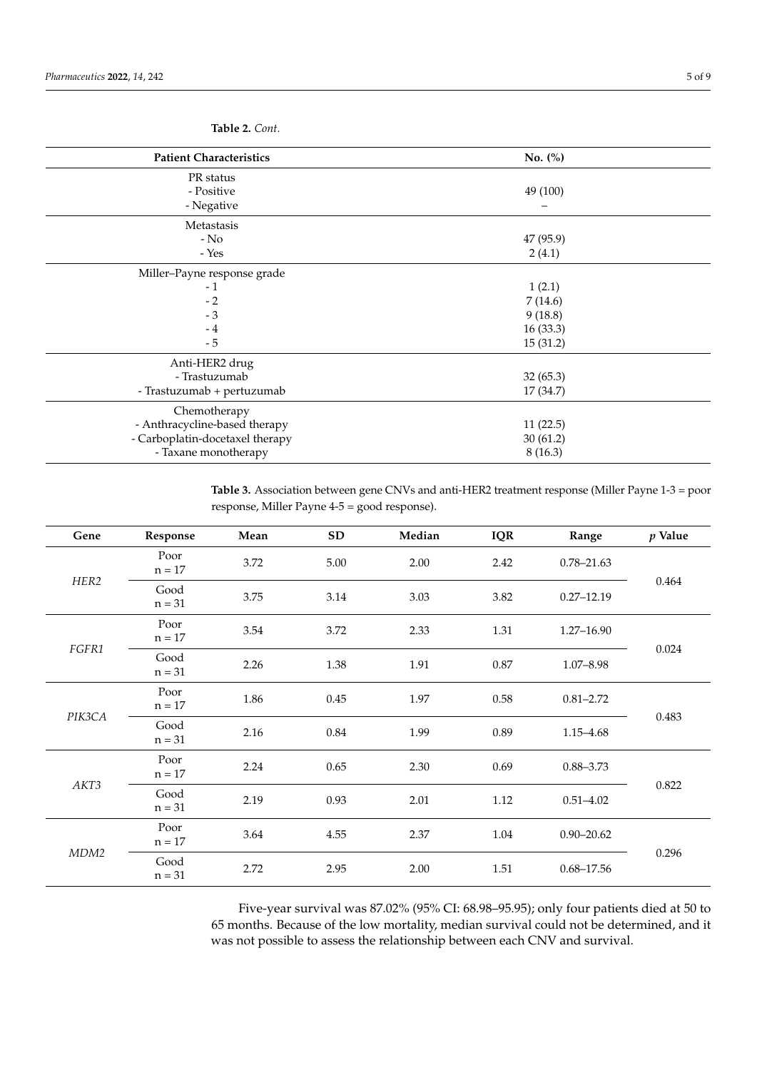**Table 2.** *Cont.*

| Patient Characteristics | No. (%) |
|---|---|
| PR status | |
| - Positive | 49 (100) |
| - Negative | – |
| Metastasis | |
| - No | 47 (95.9) |
| - Yes | 2 (4.1) |
| Miller–Payne response grade | |
| - 1 | 1 (2.1) |
| - 2 | 7 (14.6) |
| - 3 | 9 (18.8) |
| - 4 | 16 (33.3) |
| - 5 | 15 (31.2) |
| Anti-HER2 drug | |
| - Trastuzumab | 32 (65.3) |
| - Trastuzumab + pertuzumab | 17 (34.7) |
| Chemotherapy | |
| - Anthracycline-based therapy | 11 (22.5) |
| - Carboplatin-docetaxel therapy | 30 (61.2) |
| - Taxane monotherapy | 8 (16.3) |

**Table 3.** Association between gene CNVs and anti-HER2 treatment response (Miller Payne 1-3 = poor response, Miller Payne 4-5 = good response).

| Gene | Response | Mean | SD | Median | IQR | Range | *p* Value |
|---|---|---|---|---|---|---|---|
| *HER2* | Poor n = 17 | 3.72 | 5.00 | 2.00 | 2.42 | 0.78–21.63 | 0.464 |
| | Good n = 31 | 3.75 | 3.14 | 3.03 | 3.82 | 0.27–12.19 | |
| *FGFR1* | Poor n = 17 | 3.54 | 3.72 | 2.33 | 1.31 | 1.27–16.90 | 0.024 |
| | Good n = 31 | 2.26 | 1.38 | 1.91 | 0.87 | 1.07–8.98 | |
| *PIK3CA* | Poor n = 17 | 1.86 | 0.45 | 1.97 | 0.58 | 0.81–2.72 | 0.483 |
| | Good n = 31 | 2.16 | 0.84 | 1.99 | 0.89 | 1.15–4.68 | |
| *AKT3* | Poor n = 17 | 2.24 | 0.65 | 2.30 | 0.69 | 0.88–3.73 | 0.822 |
| | Good n = 31 | 2.19 | 0.93 | 2.01 | 1.12 | 0.51–4.02 | |
| *MDM2* | Poor n = 17 | 3.64 | 4.55 | 2.37 | 1.04 | 0.90–20.62 | 0.296 |
| | Good n = 31 | 2.72 | 2.95 | 2.00 | 1.51 | 0.68–17.56 | |

Five-year survival was 87.02% (95% CI: 68.98–95.95); only four patients died at 50 to 65 months. Because of the low mortality, median survival could not be determined, and it was not possible to assess the relationship between each CNV and survival.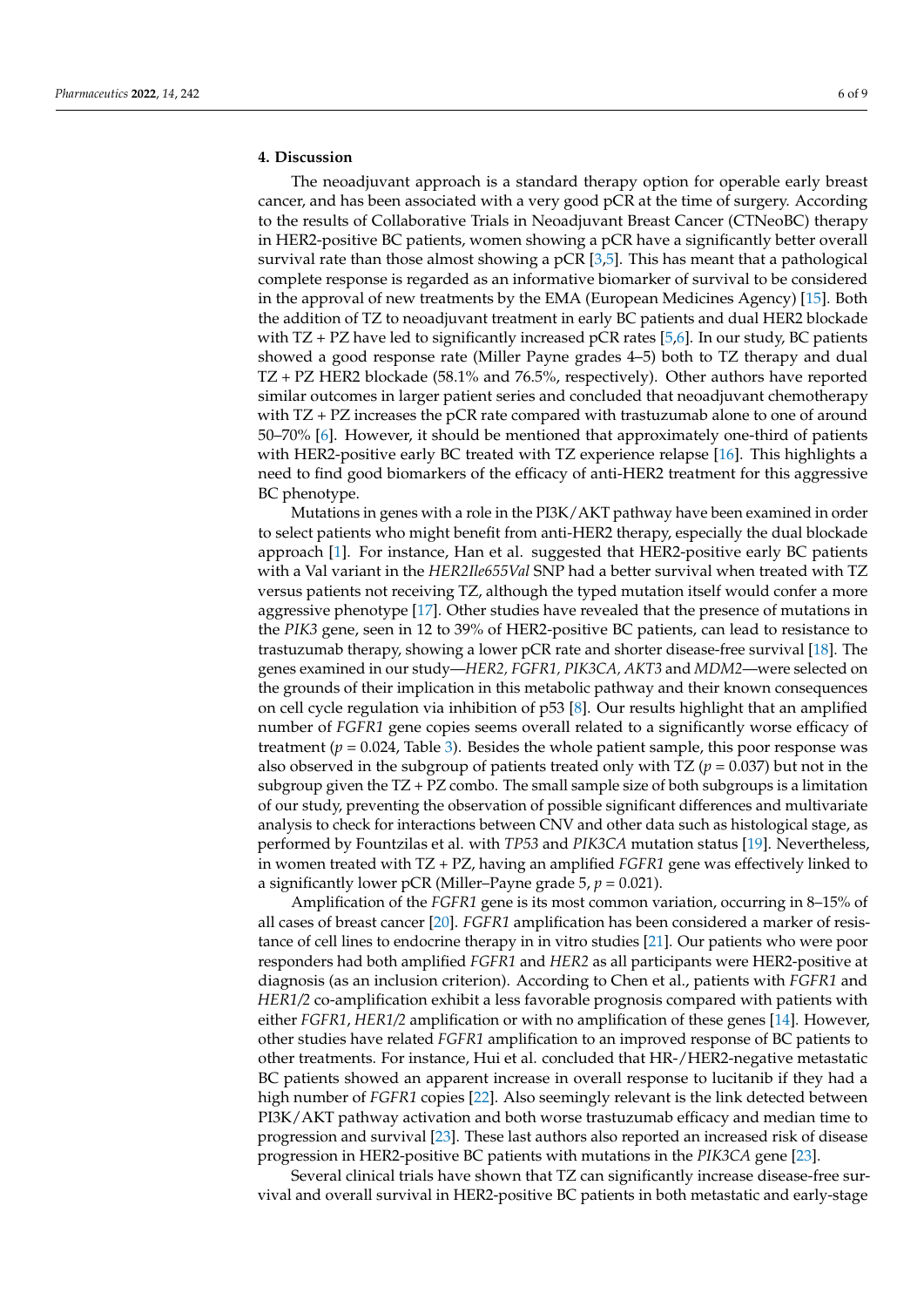## 4. Discussion

The neoadjuvant approach is a standard therapy option for operable early breast cancer, and has been associated with a very good pCR at the time of surgery. According to the results of Collaborative Trials in Neoadjuvant Breast Cancer (CTNeoBC) therapy in HER2-positive BC patients, women showing a pCR have a significantly better overall survival rate than those almost showing a pCR [3,5]. This has meant that a pathological complete response is regarded as an informative biomarker of survival to be considered in the approval of new treatments by the EMA (European Medicines Agency) [15]. Both the addition of TZ to neoadjuvant treatment in early BC patients and dual HER2 blockade with TZ + PZ have led to significantly increased pCR rates [5,6]. In our study, BC patients showed a good response rate (Miller Payne grades 4–5) both to TZ therapy and dual TZ + PZ HER2 blockade (58.1% and 76.5%, respectively). Other authors have reported similar outcomes in larger patient series and concluded that neoadjuvant chemotherapy with TZ + PZ increases the pCR rate compared with trastuzumab alone to one of around 50–70% [6]. However, it should be mentioned that approximately one-third of patients with HER2-positive early BC treated with TZ experience relapse [16]. This highlights a need to find good biomarkers of the efficacy of anti-HER2 treatment for this aggressive BC phenotype.

Mutations in genes with a role in the PI3K/AKT pathway have been examined in order to select patients who might benefit from anti-HER2 therapy, especially the dual blockade approach [1]. For instance, Han et al. suggested that HER2-positive early BC patients with a Val variant in the *HER2Ile655Val* SNP had a better survival when treated with TZ versus patients not receiving TZ, although the typed mutation itself would confer a more aggressive phenotype [17]. Other studies have revealed that the presence of mutations in the *PIK3* gene, seen in 12 to 39% of HER2-positive BC patients, can lead to resistance to trastuzumab therapy, showing a lower pCR rate and shorter disease-free survival [18]. The genes examined in our study—*HER2, FGFR1, PIK3CA, AKT3* and *MDM2*—were selected on the grounds of their implication in this metabolic pathway and their known consequences on cell cycle regulation via inhibition of p53 [8]. Our results highlight that an amplified number of *FGFR1* gene copies seems overall related to a significantly worse efficacy of treatment ($p = 0.024$, Table 3). Besides the whole patient sample, this poor response was also observed in the subgroup of patients treated only with TZ ($p = 0.037$) but not in the subgroup given the TZ + PZ combo. The small sample size of both subgroups is a limitation of our study, preventing the observation of possible significant differences and multivariate analysis to check for interactions between CNV and other data such as histological stage, as performed by Fountzilas et al. with *TP53* and *PIK3CA* mutation status [19]. Nevertheless, in women treated with TZ + PZ, having an amplified *FGFR1* gene was effectively linked to a significantly lower pCR (Miller–Payne grade 5, $p = 0.021$).

Amplification of the *FGFR1* gene is its most common variation, occurring in 8–15% of all cases of breast cancer [20]. *FGFR1* amplification has been considered a marker of resistance of cell lines to endocrine therapy in in vitro studies [21]. Our patients who were poor responders had both amplified *FGFR1* and *HER2* as all participants were HER2-positive at diagnosis (as an inclusion criterion). According to Chen et al., patients with *FGFR1* and *HER1/2* co-amplification exhibit a less favorable prognosis compared with patients with either *FGFR1*, *HER1/2* amplification or with no amplification of these genes [14]. However, other studies have related *FGFR1* amplification to an improved response of BC patients to other treatments. For instance, Hui et al. concluded that HR-/HER2-negative metastatic BC patients showed an apparent increase in overall response to lucitanib if they had a high number of *FGFR1* copies [22]. Also seemingly relevant is the link detected between PI3K/AKT pathway activation and both worse trastuzumab efficacy and median time to progression and survival [23]. These last authors also reported an increased risk of disease progression in HER2-positive BC patients with mutations in the *PIK3CA* gene [23].

Several clinical trials have shown that TZ can significantly increase disease-free survival and overall survival in HER2-positive BC patients in both metastatic and early-stage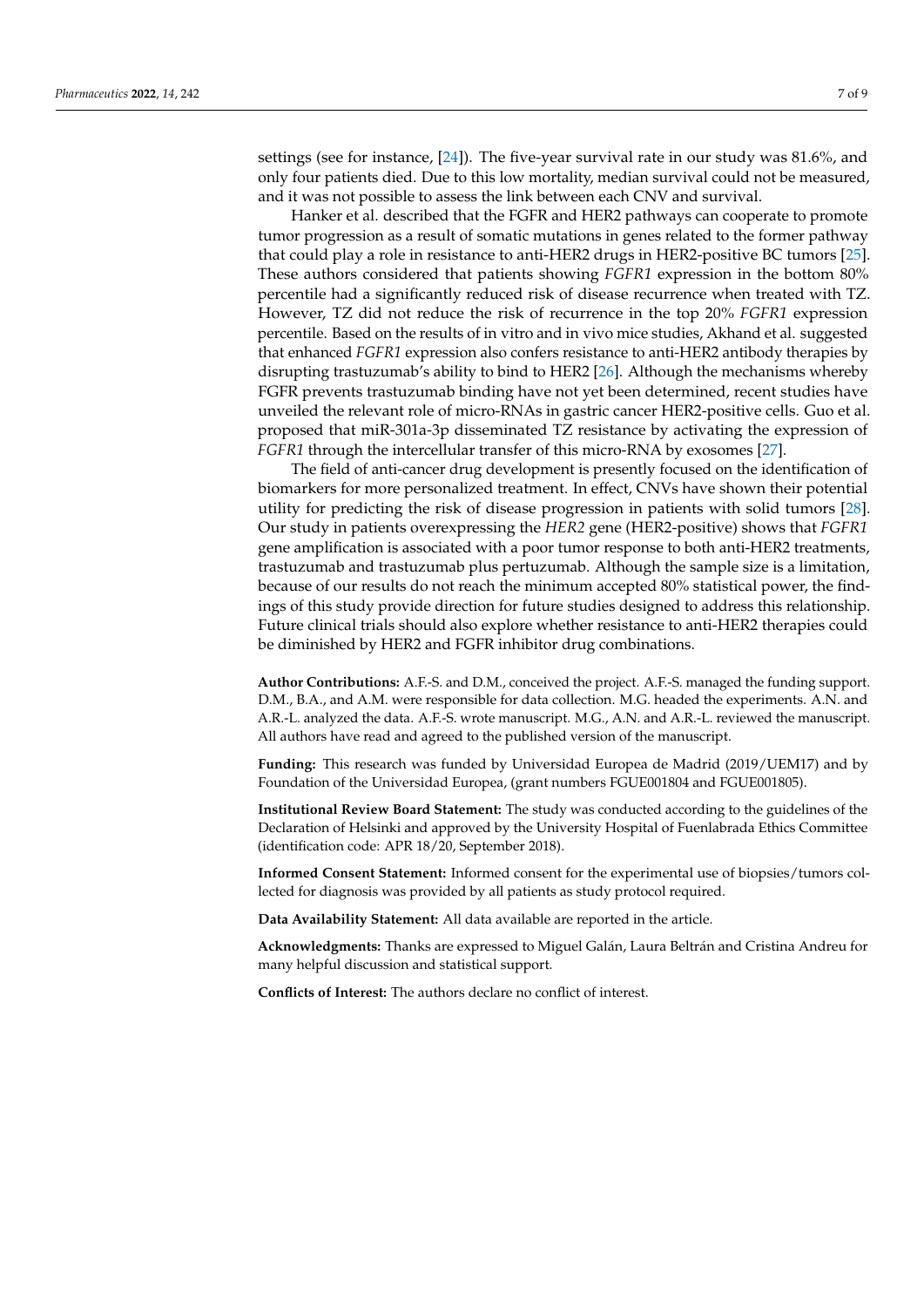settings (see for instance, [24]). The five-year survival rate in our study was 81.6%, and only four patients died. Due to this low mortality, median survival could not be measured, and it was not possible to assess the link between each CNV and survival.

Hanker et al. described that the FGFR and HER2 pathways can cooperate to promote tumor progression as a result of somatic mutations in genes related to the former pathway that could play a role in resistance to anti-HER2 drugs in HER2-positive BC tumors [25]. These authors considered that patients showing *FGFR1* expression in the bottom 80% percentile had a significantly reduced risk of disease recurrence when treated with TZ. However, TZ did not reduce the risk of recurrence in the top 20% *FGFR1* expression percentile. Based on the results of in vitro and in vivo mice studies, Akhand et al. suggested that enhanced *FGFR1* expression also confers resistance to anti-HER2 antibody therapies by disrupting trastuzumab's ability to bind to HER2 [26]. Although the mechanisms whereby FGFR prevents trastuzumab binding have not yet been determined, recent studies have unveiled the relevant role of micro-RNAs in gastric cancer HER2-positive cells. Guo et al. proposed that miR-301a-3p disseminated TZ resistance by activating the expression of *FGFR1* through the intercellular transfer of this micro-RNA by exosomes [27].

The field of anti-cancer drug development is presently focused on the identification of biomarkers for more personalized treatment. In effect, CNVs have shown their potential utility for predicting the risk of disease progression in patients with solid tumors [28]. Our study in patients overexpressing the *HER2* gene (HER2-positive) shows that *FGFR1* gene amplification is associated with a poor tumor response to both anti-HER2 treatments, trastuzumab and trastuzumab plus pertuzumab. Although the sample size is a limitation, because of our results do not reach the minimum accepted 80% statistical power, the findings of this study provide direction for future studies designed to address this relationship. Future clinical trials should also explore whether resistance to anti-HER2 therapies could be diminished by HER2 and FGFR inhibitor drug combinations.

**Author Contributions:** A.F.-S. and D.M., conceived the project. A.F.-S. managed the funding support. D.M., B.A., and A.M. were responsible for data collection. M.G. headed the experiments. A.N. and A.R.-L. analyzed the data. A.F.-S. wrote manuscript. M.G., A.N. and A.R.-L. reviewed the manuscript. All authors have read and agreed to the published version of the manuscript.

**Funding:** This research was funded by Universidad Europea de Madrid (2019/UEM17) and by Foundation of the Universidad Europea, (grant numbers FGUE001804 and FGUE001805).

**Institutional Review Board Statement:** The study was conducted according to the guidelines of the Declaration of Helsinki and approved by the University Hospital of Fuenlabrada Ethics Committee (identification code: APR 18/20, September 2018).

**Informed Consent Statement:** Informed consent for the experimental use of biopsies/tumors collected for diagnosis was provided by all patients as study protocol required.

**Data Availability Statement:** All data available are reported in the article.

**Acknowledgments:** Thanks are expressed to Miguel Galán, Laura Beltrán and Cristina Andreu for many helpful discussion and statistical support.

**Conflicts of Interest:** The authors declare no conflict of interest.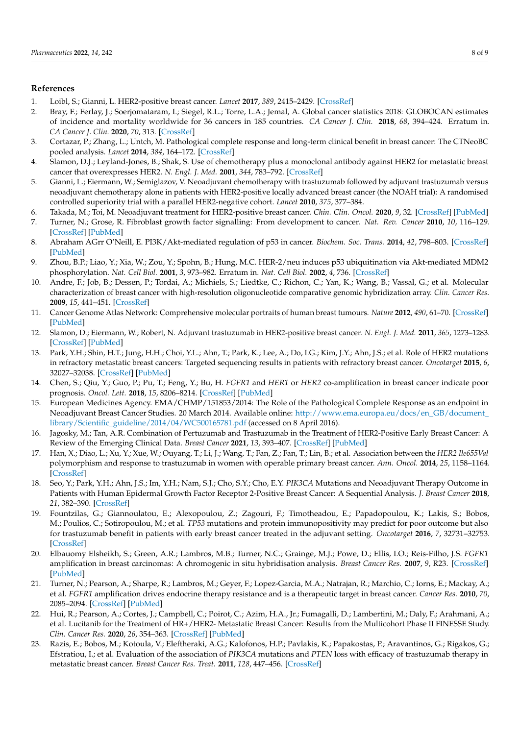## References

1. Loibl, S.; Gianni, L. HER2-positive breast cancer. *Lancet* **2017**, *389*, 2415–2429. [CrossRef]
2. Bray, F.; Ferlay, J.; Soerjomataram, I.; Siegel, R.L.; Torre, L.A.; Jemal, A. Global cancer statistics 2018: GLOBOCAN estimates of incidence and mortality worldwide for 36 cancers in 185 countries. *CA Cancer J. Clin.* **2018**, *68*, 394–424. Erratum in. *CA Cancer J. Clin.* **2020**, *70*, 313. [CrossRef]
3. Cortazar, P.; Zhang, L.; Untch, M. Pathological complete response and long-term clinical benefit in breast cancer: The CTNeoBC pooled analysis. *Lancet* **2014**, *384*, 164–172. [CrossRef]
4. Slamon, D.J.; Leyland-Jones, B.; Shak, S. Use of chemotherapy plus a monoclonal antibody against HER2 for metastatic breast cancer that overexpresses HER2. *N. Engl. J. Med.* **2001**, *344*, 783–792. [CrossRef]
5. Gianni, L.; Eiermann, W.; Semiglazov, V. Neoadjuvant chemotherapy with trastuzumab followed by adjuvant trastuzumab versus neoadjuvant chemotherapy alone in patients with HER2-positive locally advanced breast cancer (the NOAH trial): A randomised controlled superiority trial with a parallel HER2-negative cohort. *Lancet* **2010**, *375*, 377–384.
6. Takada, M.; Toi, M. Neoadjuvant treatment for HER2-positive breast cancer. *Chin. Clin. Oncol.* **2020**, *9*, 32. [CrossRef] [PubMed]
7. Turner, N.; Grose, R. Fibroblast growth factor signalling: From development to cancer. *Nat. Rev. Cancer* **2010**, *10*, 116–129. [CrossRef] [PubMed]
8. Abraham AGrr O'Neill, E. PI3K/Akt-mediated regulation of p53 in cancer. *Biochem. Soc. Trans.* **2014**, *42*, 798–803. [CrossRef] [PubMed]
9. Zhou, B.P.; Liao, Y.; Xia, W.; Zou, Y.; Spohn, B.; Hung, M.C. HER-2/neu induces p53 ubiquitination via Akt-mediated MDM2 phosphorylation. *Nat. Cell Biol.* **2001**, *3*, 973–982. Erratum in. *Nat. Cell Biol.* **2002**, *4*, 736. [CrossRef]
10. Andre, F.; Job, B.; Dessen, P.; Tordai, A.; Michiels, S.; Liedtke, C.; Richon, C.; Yan, K.; Wang, B.; Vassal, G.; et al. Molecular characterization of breast cancer with high-resolution oligonucleotide comparative genomic hybridization array. *Clin. Cancer Res.* **2009**, *15*, 441–451. [CrossRef]
11. Cancer Genome Atlas Network: Comprehensive molecular portraits of human breast tumours. *Nature* **2012**, *490*, 61–70. [CrossRef] [PubMed]
12. Slamon, D.; Eiermann, W.; Robert, N. Adjuvant trastuzumab in HER2-positive breast cancer. *N. Engl. J. Med.* **2011**, *365*, 1273–1283. [CrossRef] [PubMed]
13. Park, Y.H.; Shin, H.T.; Jung, H.H.; Choi, Y.L.; Ahn, T.; Park, K.; Lee, A.; Do, I.G.; Kim, J.Y.; Ahn, J.S.; et al. Role of HER2 mutations in refractory metastatic breast cancers: Targeted sequencing results in patients with refractory breast cancer. *Oncotarget* **2015**, *6*, 32027–32038. [CrossRef] [PubMed]
14. Chen, S.; Qiu, Y.; Guo, P.; Pu, T.; Feng, Y.; Bu, H. *FGFR1* and *HER1* or *HER2* co-amplification in breast cancer indicate poor prognosis. *Oncol. Lett.* **2018**, *15*, 8206–8214. [CrossRef] [PubMed]
15. European Medicines Agency. EMA/CHMP/151853/2014: The Role of the Pathological Complete Response as an endpoint in Neoadjuvant Breast Cancer Studies. 20 March 2014. Available online: http://www.ema.europa.eu/docs/en_GB/document_library/Scientific_guideline/2014/04/WC500165781.pdf (accessed on 8 April 2016).
16. Jagosky, M.; Tan, A.R. Combination of Pertuzumab and Trastuzumab in the Treatment of HER2-Positive Early Breast Cancer: A Review of the Emerging Clinical Data. *Breast Cancer* **2021**, *13*, 393–407. [CrossRef] [PubMed]
17. Han, X.; Diao, L.; Xu, Y.; Xue, W.; Ouyang, T.; Li, J.; Wang, T.; Fan, Z.; Fan, T.; Lin, B.; et al. Association between the *HER2 Ile655Val* polymorphism and response to trastuzumab in women with operable primary breast cancer. *Ann. Oncol.* **2014**, *25*, 1158–1164. [CrossRef]
18. Seo, Y.; Park, Y.H.; Ahn, J.S.; Im, Y.H.; Nam, S.J.; Cho, S.Y.; Cho, E.Y. *PIK3CA* Mutations and Neoadjuvant Therapy Outcome in Patients with Human Epidermal Growth Factor Receptor 2-Positive Breast Cancer: A Sequential Analysis. *J. Breast Cancer* **2018**, *21*, 382–390. [CrossRef]
19. Fountzilas, G.; Giannoulatou, E.; Alexopoulou, Z.; Zagouri, F.; Timotheadou, E.; Papadopoulou, K.; Lakis, S.; Bobos, M.; Poulios, C.; Sotiropoulou, M.; et al. *TP53* mutations and protein immunopositivity may predict for poor outcome but also for trastuzumab benefit in patients with early breast cancer treated in the adjuvant setting. *Oncotarget* **2016**, *7*, 32731–32753. [CrossRef]
20. Elbauomy Elsheikh, S.; Green, A.R.; Lambros, M.B.; Turner, N.C.; Grainge, M.J.; Powe, D.; Ellis, I.O.; Reis-Filho, J.S. *FGFR1* amplification in breast carcinomas: A chromogenic in situ hybridisation analysis. *Breast Cancer Res.* **2007**, *9*, R23. [CrossRef] [PubMed]
21. Turner, N.; Pearson, A.; Sharpe, R.; Lambros, M.; Geyer, F.; Lopez-Garcia, M.A.; Natrajan, R.; Marchio, C.; Iorns, E.; Mackay, A.; et al. *FGFR1* amplification drives endocrine therapy resistance and is a therapeutic target in breast cancer. *Cancer Res.* **2010**, *70*, 2085–2094. [CrossRef] [PubMed]
22. Hui, R.; Pearson, A.; Cortes, J.; Campbell, C.; Poirot, C.; Azim, H.A., Jr.; Fumagalli, D.; Lambertini, M.; Daly, F.; Arahmani, A.; et al. Lucitanib for the Treatment of HR+/HER2- Metastatic Breast Cancer: Results from the Multicohort Phase II FINESSE Study. *Clin. Cancer Res.* **2020**, *26*, 354–363. [CrossRef] [PubMed]
23. Razis, E.; Bobos, M.; Kotoula, V.; Eleftheraki, A.G.; Kalofonos, H.P.; Pavlakis, K.; Papakostas, P.; Aravantinos, G.; Rigakos, G.; Efstratiou, I.; et al. Evaluation of the association of *PIK3CA* mutations and *PTEN* loss with efficacy of trastuzumab therapy in metastatic breast cancer. *Breast Cancer Res. Treat.* **2011**, *128*, 447–456. [CrossRef]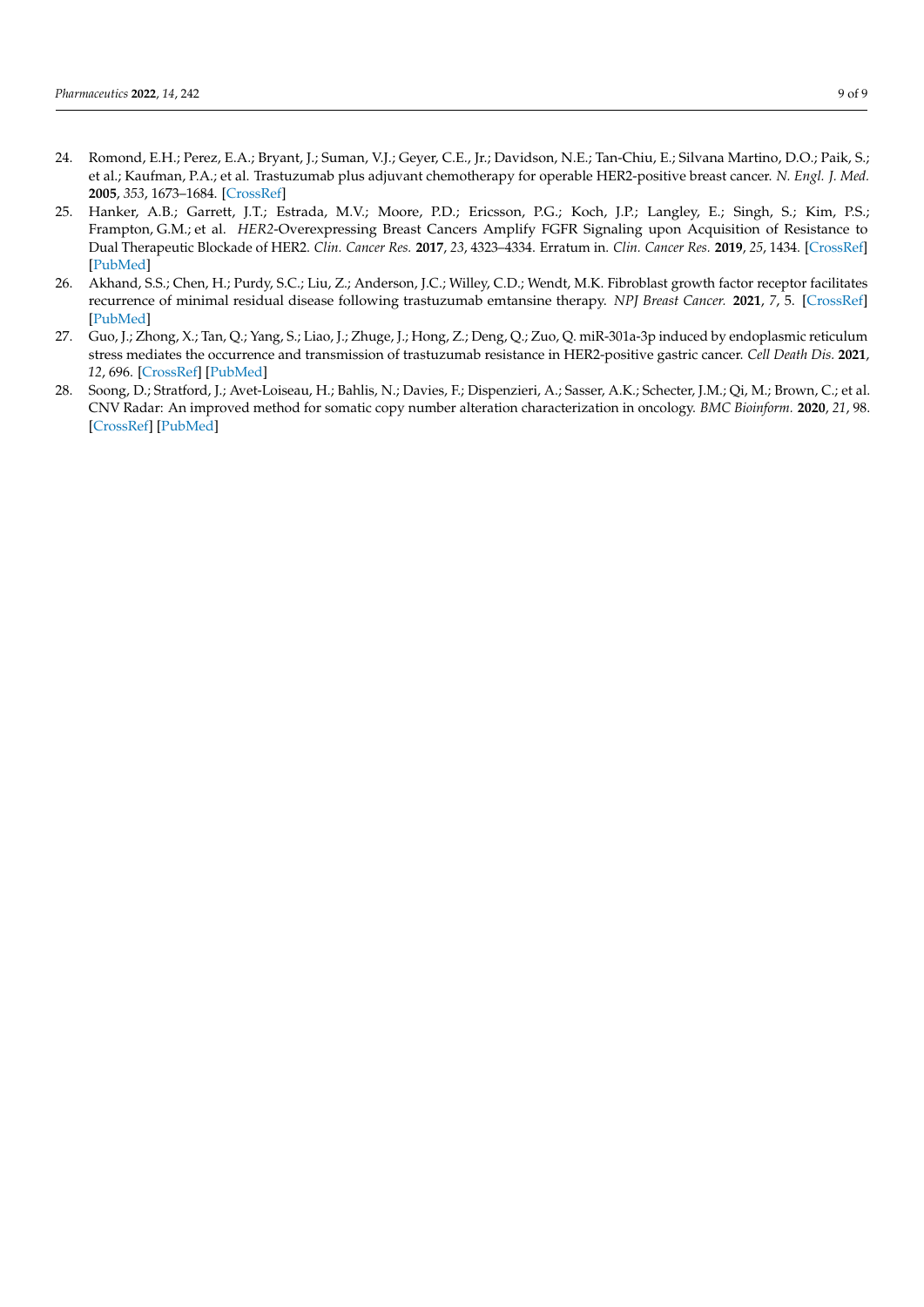24. Romond, E.H.; Perez, E.A.; Bryant, J.; Suman, V.J.; Geyer, C.E., Jr.; Davidson, N.E.; Tan-Chiu, E.; Silvana Martino, D.O.; Paik, S.; et al.; Kaufman, P.A.; et al. Trastuzumab plus adjuvant chemotherapy for operable HER2-positive breast cancer. *N. Engl. J. Med.* **2005**, *353*, 1673–1684. [CrossRef]
25. Hanker, A.B.; Garrett, J.T.; Estrada, M.V.; Moore, P.D.; Ericsson, P.G.; Koch, J.P.; Langley, E.; Singh, S.; Kim, P.S.; Frampton, G.M.; et al. *HER2*-Overexpressing Breast Cancers Amplify FGFR Signaling upon Acquisition of Resistance to Dual Therapeutic Blockade of HER2. *Clin. Cancer Res.* **2017**, *23*, 4323–4334. Erratum in. *Clin. Cancer Res.* **2019**, *25*, 1434. [CrossRef] [PubMed]
26. Akhand, S.S.; Chen, H.; Purdy, S.C.; Liu, Z.; Anderson, J.C.; Willey, C.D.; Wendt, M.K. Fibroblast growth factor receptor facilitates recurrence of minimal residual disease following trastuzumab emtansine therapy. *NPJ Breast Cancer.* **2021**, *7*, 5. [CrossRef] [PubMed]
27. Guo, J.; Zhong, X.; Tan, Q.; Yang, S.; Liao, J.; Zhuge, J.; Hong, Z.; Deng, Q.; Zuo, Q. miR-301a-3p induced by endoplasmic reticulum stress mediates the occurrence and transmission of trastuzumab resistance in HER2-positive gastric cancer. *Cell Death Dis.* **2021**, *12*, 696. [CrossRef] [PubMed]
28. Soong, D.; Stratford, J.; Avet-Loiseau, H.; Bahlis, N.; Davies, F.; Dispenzieri, A.; Sasser, A.K.; Schecter, J.M.; Qi, M.; Brown, C.; et al. CNV Radar: An improved method for somatic copy number alteration characterization in oncology. *BMC Bioinform.* **2020**, *21*, 98. [CrossRef] [PubMed]